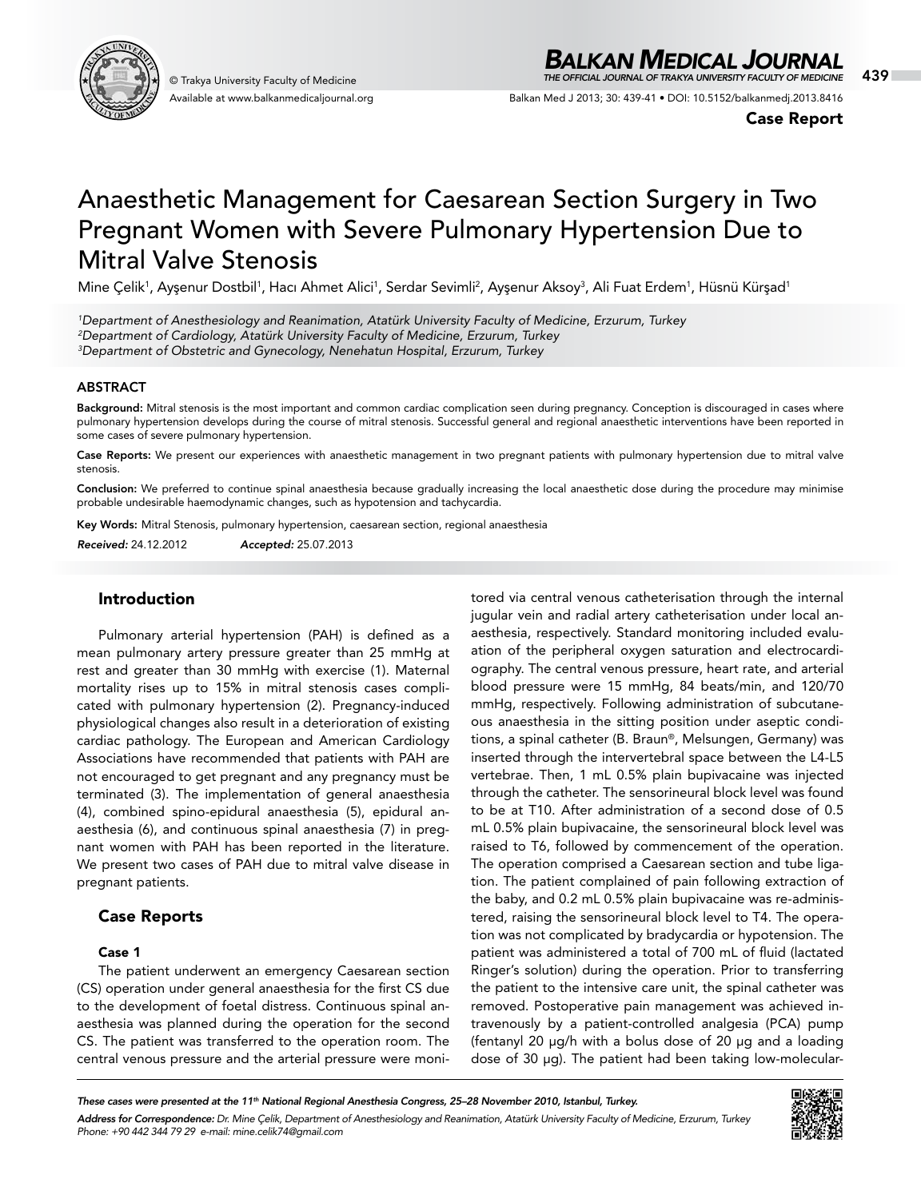# Anaesthetic Management for Caesarean Section Surgery in Two Pregnant Women with Severe Pulmonary Hypertension Due to Mitral Valve Stenosis

Mine Çelik[1], Ayşenur Dostbil[1], Hacı Ahmet Alici[1], Serdar Sevimli[2], Ayşenur Aksoy[3], Ali Fuat Erdem[1], Hüsnü Kürşad[1]

[1]*Department of Anesthesiology and Reanimation, Atatürk University Faculty of Medicine, Erzurum, Turkey*
[2]*Department of Cardiology, Atatürk University Faculty of Medicine, Erzurum, Turkey*
[3]*Department of Obstetric and Gynecology, Nenehatun Hospital, Erzurum, Turkey*

## ABSTRACT

**Background:** Mitral stenosis is the most important and common cardiac complication seen during pregnancy. Conception is discouraged in cases where pulmonary hypertension develops during the course of mitral stenosis. Successful general and regional anaesthetic interventions have been reported in some cases of severe pulmonary hypertension.

**Case Reports:** We present our experiences with anaesthetic management in two pregnant patients with pulmonary hypertension due to mitral valve stenosis.

**Conclusion:** We preferred to continue spinal anaesthesia because gradually increasing the local anaesthetic dose during the procedure may minimise probable undesirable haemodynamic changes, such as hypotension and tachycardia.

**Key Words:** Mitral Stenosis, pulmonary hypertension, caesarean section, regional anaesthesia

***Received:*** 24.12.2012 ***Accepted:*** 25.07.2013

## Introduction

Pulmonary arterial hypertension (PAH) is defined as a mean pulmonary artery pressure greater than 25 mmHg at rest and greater than 30 mmHg with exercise (1). Maternal mortality rises up to 15% in mitral stenosis cases complicated with pulmonary hypertension (2). Pregnancy-induced physiological changes also result in a deterioration of existing cardiac pathology. The European and American Cardiology Associations have recommended that patients with PAH are not encouraged to get pregnant and any pregnancy must be terminated (3). The implementation of general anaesthesia (4), combined spino-epidural anaesthesia (5), epidural anaesthesia (6), and continuous spinal anaesthesia (7) in pregnant women with PAH has been reported in the literature. We present two cases of PAH due to mitral valve disease in pregnant patients.

## Case Reports

### Case 1

The patient underwent an emergency Caesarean section (CS) operation under general anaesthesia for the first CS due to the development of foetal distress. Continuous spinal anaesthesia was planned during the operation for the second CS. The patient was transferred to the operation room. The central venous pressure and the arterial pressure were monitored via central venous catheterisation through the internal jugular vein and radial artery catheterisation under local anaesthesia, respectively. Standard monitoring included evaluation of the peripheral oxygen saturation and electrocardiography. The central venous pressure, heart rate, and arterial blood pressure were 15 mmHg, 84 beats/min, and 120/70 mmHg, respectively. Following administration of subcutaneous anaesthesia in the sitting position under aseptic conditions, a spinal catheter (B. Braun®, Melsungen, Germany) was inserted through the intervertebral space between the L4-L5 vertebrae. Then, 1 mL 0.5% plain bupivacaine was injected through the catheter. The sensorineural block level was found to be at T10. After administration of a second dose of 0.5 mL 0.5% plain bupivacaine, the sensorineural block level was raised to T6, followed by commencement of the operation. The operation comprised a Caesarean section and tube ligation. The patient complained of pain following extraction of the baby, and 0.2 mL 0.5% plain bupivacaine was re-administered, raising the sensorineural block level to T4. The operation was not complicated by bradycardia or hypotension. The patient was administered a total of 700 mL of fluid (lactated Ringer's solution) during the operation. Prior to transferring the patient to the intensive care unit, the spinal catheter was removed. Postoperative pain management was achieved intravenously by a patient-controlled analgesia (PCA) pump (fentanyl 20 μg/h with a bolus dose of 20 μg and a loading dose of 30 μg). The patient had been taking low-molecular-

*These cases were presented at the 11th National Regional Anesthesia Congress, 25–28 November 2010, Istanbul, Turkey.*

***Address for Correspondence:*** *Dr. Mine Çelik, Department of Anesthesiology and Reanimation, Atatürk University Faculty of Medicine, Erzurum, Turkey Phone: +90 442 344 79 29 e-mail: mine.celik74@gmail.com*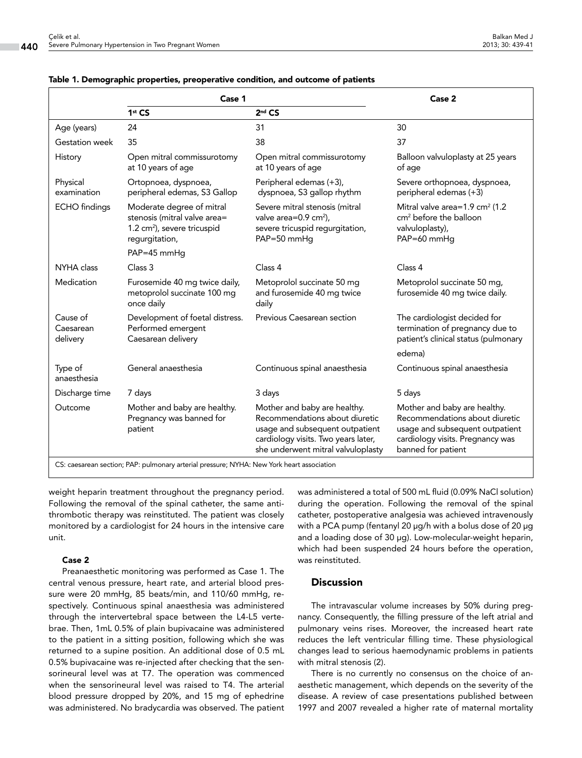**Table 1. Demographic properties, preoperative condition, and outcome of patients**

| | Case 1 | | Case 2 |
|---|---|---|---|
| | 1st CS | 2nd CS | |
| Age (years) | 24 | 31 | 30 |
| Gestation week | 35 | 38 | 37 |
| History | Open mitral commissurotomy at 10 years of age | Open mitral commissurotomy at 10 years of age | Balloon valvuloplasty at 25 years of age |
| Physical examination | Ortopnoea, dyspnoea, peripheral edemas, S3 Gallop | Peripheral edemas (+3), dyspnoea, S3 gallop rhythm | Severe orthopnoea, dyspnoea, peripheral edemas (+3) |
| ECHO findings | Moderate degree of mitral stenosis (mitral valve area= 1.2 $cm^2$), severe tricuspid regurgitation, PAP=45 mmHg | Severe mitral stenosis (mitral valve area=0.9 $cm^2$), severe tricuspid regurgitation, PAP=50 mmHg | Mitral valve area=1.9 $cm^2$ (1.2 $cm^2$ before the balloon valvuloplasty), PAP=60 mmHg |
| NYHA class | Class 3 | Class 4 | Class 4 |
| Medication | Furosemide 40 mg twice daily, metoprolol succinate 100 mg once daily | Metoprolol succinate 50 mg and furosemide 40 mg twice daily | Metoprolol succinate 50 mg, furosemide 40 mg twice daily. |
| Cause of Caesarean delivery | Development of foetal distress. Performed emergent Caesarean delivery | Previous Caesarean section | The cardiologist decided for termination of pregnancy due to patient's clinical status (pulmonary edema) |
| Type of anaesthesia | General anaesthesia | Continuous spinal anaesthesia | Continuous spinal anaesthesia |
| Discharge time | 7 days | 3 days | 5 days |
| Outcome | Mother and baby are healthy. Pregnancy was banned for patient | Mother and baby are healthy. Recommendations about diuretic usage and subsequent outpatient cardiology visits. Two years later, she underwent mitral valvuloplasty | Mother and baby are healthy. Recommendations about diuretic usage and subsequent outpatient cardiology visits. Pregnancy was banned for patient |

CS: caesarean section; PAP: pulmonary arterial pressure; NYHA: New York heart association

weight heparin treatment throughout the pregnancy period. Following the removal of the spinal catheter, the same antithrombotic therapy was reinstituted. The patient was closely monitored by a cardiologist for 24 hours in the intensive care unit.

### Case 2

Preanaesthetic monitoring was performed as Case 1. The central venous pressure, heart rate, and arterial blood pressure were 20 mmHg, 85 beats/min, and 110/60 mmHg, respectively. Continuous spinal anaesthesia was administered through the intervertebral space between the L4-L5 vertebrae. Then, 1mL 0.5% of plain bupivacaine was administered to the patient in a sitting position, following which she was returned to a supine position. An additional dose of 0.5 mL 0.5% bupivacaine was re-injected after checking that the sensorineural level was at T7. The operation was commenced when the sensorineural level was raised to T4. The arterial blood pressure dropped by 20%, and 15 mg of ephedrine was administered. No bradycardia was observed. The patient was administered a total of 500 mL fluid (0.09% NaCl solution) during the operation. Following the removal of the spinal catheter, postoperative analgesia was achieved intravenously with a PCA pump (fentanyl 20 µg/h with a bolus dose of 20 µg and a loading dose of 30 µg). Low-molecular-weight heparin, which had been suspended 24 hours before the operation, was reinstituted.

## Discussion

The intravascular volume increases by 50% during pregnancy. Consequently, the filling pressure of the left atrial and pulmonary veins rises. Moreover, the increased heart rate reduces the left ventricular filling time. These physiological changes lead to serious haemodynamic problems in patients with mitral stenosis (2).

There is no currently no consensus on the choice of anaesthetic management, which depends on the severity of the disease. A review of case presentations published between 1997 and 2007 revealed a higher rate of maternal mortality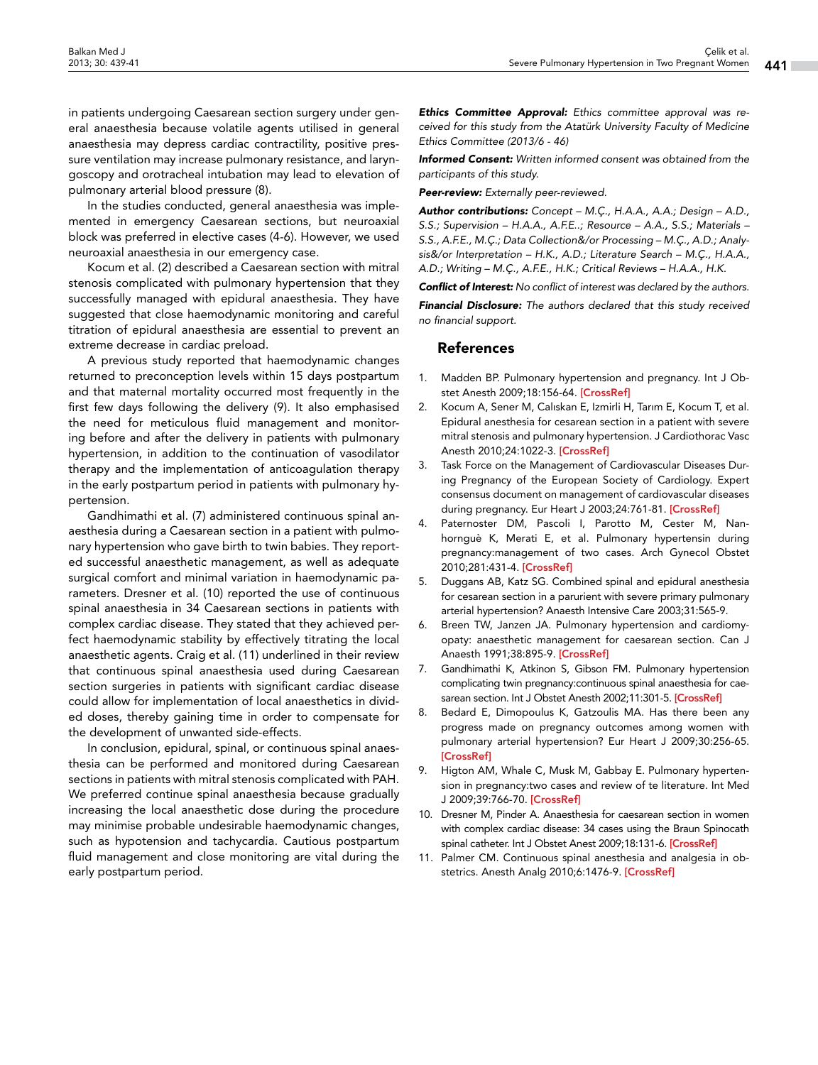in patients undergoing Caesarean section surgery under general anaesthesia because volatile agents utilised in general anaesthesia may depress cardiac contractility, positive pressure ventilation may increase pulmonary resistance, and laryngoscopy and orotracheal intubation may lead to elevation of pulmonary arterial blood pressure (8).

In the studies conducted, general anaesthesia was implemented in emergency Caesarean sections, but neuroaxial block was preferred in elective cases (4-6). However, we used neuroaxial anaesthesia in our emergency case.

Kocum et al. (2) described a Caesarean section with mitral stenosis complicated with pulmonary hypertension that they successfully managed with epidural anaesthesia. They have suggested that close haemodynamic monitoring and careful titration of epidural anaesthesia are essential to prevent an extreme decrease in cardiac preload.

A previous study reported that haemodynamic changes returned to preconception levels within 15 days postpartum and that maternal mortality occurred most frequently in the first few days following the delivery (9). It also emphasised the need for meticulous fluid management and monitoring before and after the delivery in patients with pulmonary hypertension, in addition to the continuation of vasodilator therapy and the implementation of anticoagulation therapy in the early postpartum period in patients with pulmonary hypertension.

Gandhimathi et al. (7) administered continuous spinal anaesthesia during a Caesarean section in a patient with pulmonary hypertension who gave birth to twin babies. They reported successful anaesthetic management, as well as adequate surgical comfort and minimal variation in haemodynamic parameters. Dresner et al. (10) reported the use of continuous spinal anaesthesia in 34 Caesarean sections in patients with complex cardiac disease. They stated that they achieved perfect haemodynamic stability by effectively titrating the local anaesthetic agents. Craig et al. (11) underlined in their review that continuous spinal anaesthesia used during Caesarean section surgeries in patients with significant cardiac disease could allow for implementation of local anaesthetics in divided doses, thereby gaining time in order to compensate for the development of unwanted side-effects.

In conclusion, epidural, spinal, or continuous spinal anaesthesia can be performed and monitored during Caesarean sections in patients with mitral stenosis complicated with PAH. We preferred continue spinal anaesthesia because gradually increasing the local anaesthetic dose during the procedure may minimise probable undesirable haemodynamic changes, such as hypotension and tachycardia. Cautious postpartum fluid management and close monitoring are vital during the early postpartum period.

***Ethics Committee Approval:*** *Ethics committee approval was received for this study from the Atatürk University Faculty of Medicine Ethics Committee (2013/6 - 46)*

***Informed Consent:*** *Written informed consent was obtained from the participants of this study.*

***Peer-review:*** *Externally peer-reviewed.*

***Author contributions:*** *Concept – M.Ç., H.A.A., A.A.; Design – A.D., S.S.; Supervision – H.A.A., A.F.E..; Resource – A.A., S.S.; Materials – S.S., A.F.E., M.Ç.; Data Collection&/or Processing – M.Ç., A.D.; Analysis&/or Interpretation – H.K., A.D.; Literature Search – M.Ç., H.A.A., A.D.; Writing – M.Ç., A.F.E., H.K.; Critical Reviews – H.A.A., H.K.*

***Conflict of Interest:*** *No conflict of interest was declared by the authors.*

***Financial Disclosure:*** *The authors declared that this study received no financial support.*

## References

1. Madden BP. Pulmonary hypertension and pregnancy. Int J Obstet Anesth 2009;18:156-64. [CrossRef]
2. Kocum A, Sener M, Calıskan E, Izmirli H, Tarım E, Kocum T, et al. Epidural anesthesia for cesarean section in a patient with severe mitral stenosis and pulmonary hypertension. J Cardiothorac Vasc Anesth 2010;24:1022-3. [CrossRef]
3. Task Force on the Management of Cardiovascular Diseases During Pregnancy of the European Society of Cardiology. Expert consensus document on management of cardiovascular diseases during pregnancy. Eur Heart J 2003;24:761-81. [CrossRef]
4. Paternoster DM, Pascoli I, Parotto M, Cester M, Nanhornguè K, Merati E, et al. Pulmonary hypertensin during pregnancy:management of two cases. Arch Gynecol Obstet 2010;281:431-4. [CrossRef]
5. Duggans AB, Katz SG. Combined spinal and epidural anesthesia for cesarean section in a parurient with severe primary pulmonary arterial hypertension? Anaesth Intensive Care 2003;31:565-9.
6. Breen TW, Janzen JA. Pulmonary hypertension and cardiomyopaty: anaesthetic management for caesarean section. Can J Anaesth 1991;38:895-9. [CrossRef]
7. Gandhimathi K, Atkinon S, Gibson FM. Pulmonary hypertension complicating twin pregnancy:continuous spinal anaesthesia for caesarean section. Int J Obstet Anesth 2002;11:301-5. [CrossRef]
8. Bedard E, Dimopoulus K, Gatzoulis MA. Has there been any progress made on pregnancy outcomes among women with pulmonary arterial hypertension? Eur Heart J 2009;30:256-65. [CrossRef]
9. Higton AM, Whale C, Musk M, Gabbay E. Pulmonary hypertension in pregnancy:two cases and review of te literature. Int Med J 2009;39:766-70. [CrossRef]
10. Dresner M, Pinder A. Anaesthesia for caesarean section in women with complex cardiac disease: 34 cases using the Braun Spinocath spinal catheter. Int J Obstet Anest 2009;18:131-6. [CrossRef]
11. Palmer CM. Continuous spinal anesthesia and analgesia in obstetrics. Anesth Analg 2010;6:1476-9. [CrossRef]